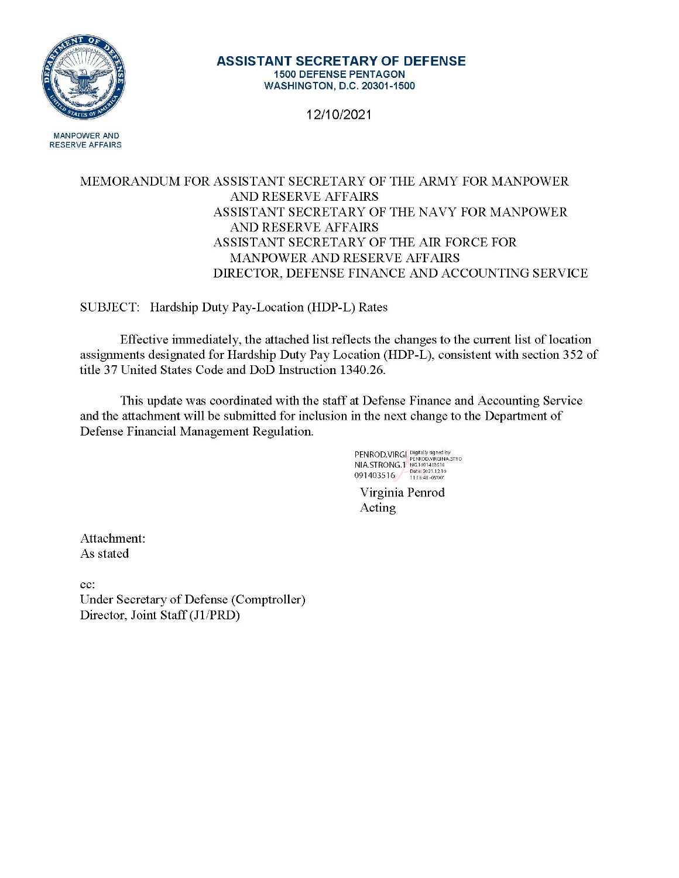MANPOWER AND RESERVE AFFAIRS

**ASSISTANT SECRETARY OF DEFENSE**
**1500 DEFENSE PENTAGON**
**WASHINGTON, D.C. 20301-1500**

12/10/2021

MEMORANDUM FOR ASSISTANT SECRETARY OF THE ARMY FOR MANPOWER AND RESERVE AFFAIRS
ASSISTANT SECRETARY OF THE NAVY FOR MANPOWER AND RESERVE AFFAIRS
ASSISTANT SECRETARY OF THE AIR FORCE FOR MANPOWER AND RESERVE AFFAIRS
DIRECTOR, DEFENSE FINANCE AND ACCOUNTING SERVICE

SUBJECT: Hardship Duty Pay-Location (HDP-L) Rates

Effective immediately, the attached list reflects the changes to the current list of location assignments designated for Hardship Duty Pay Location (HDP-L), consistent with section 352 of title 37 United States Code and DoD Instruction 1340.26.

This update was coordinated with the staff at Defense Finance and Accounting Service and the attachment will be submitted for inclusion in the next change to the Department of Defense Financial Management Regulation.

PENROD.VIRGINIA.STRONG.1091403516 Digitally signed by PENROD.VIRGINIA.STRONG.1091403516 Date: 2021.12.10 11:16:48 -05'00'

Virginia Penrod
Acting

Attachment:
As stated

cc:
Under Secretary of Defense (Comptroller)
Director, Joint Staff (J1/PRD)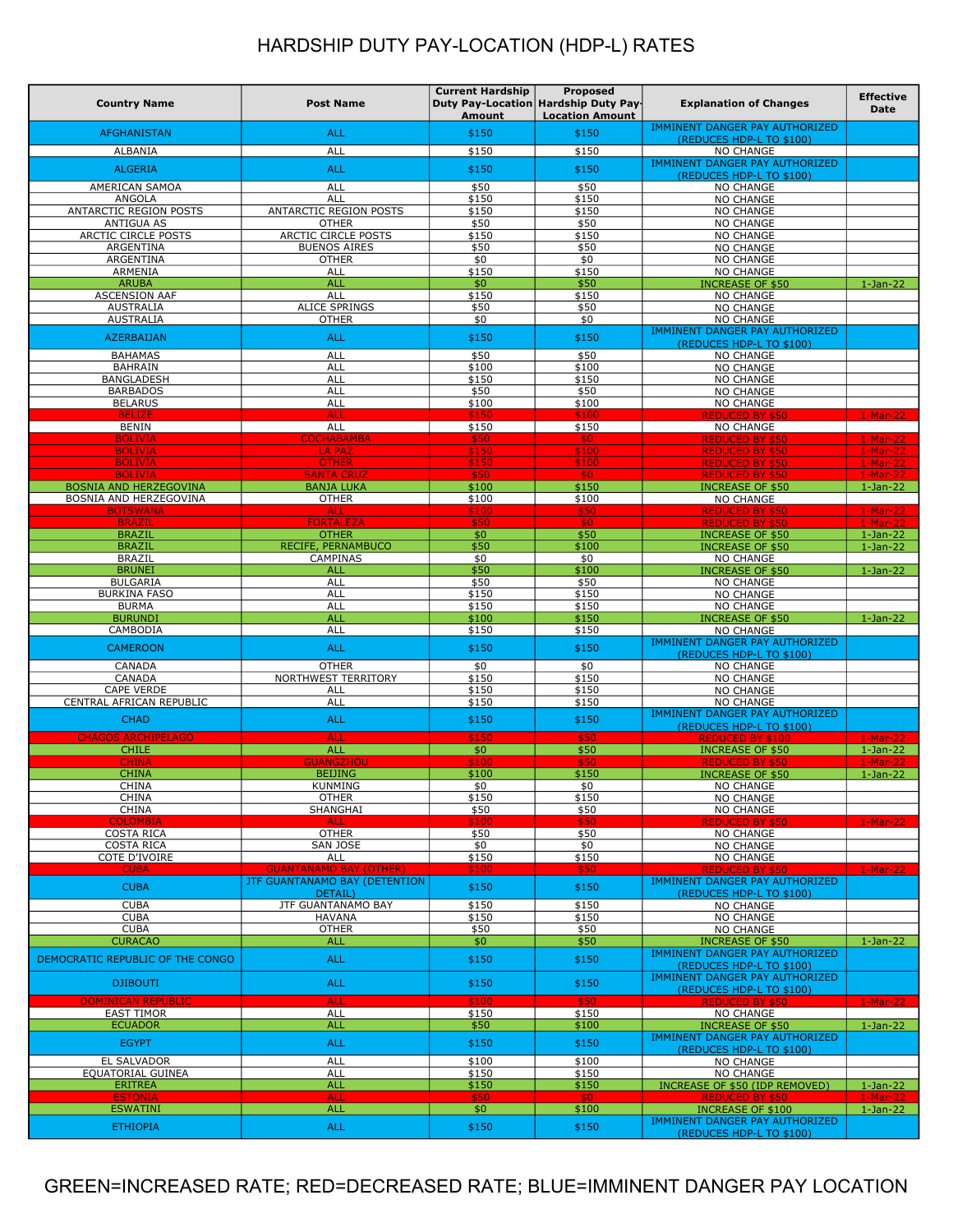# HARDSHIP DUTY PAY-LOCATION (HDP-L) RATES

| Country Name | Post Name | Current Hardship Duty Pay-Location Amount | Proposed Hardship Duty Pay-Location Amount | Explanation of Changes | Effective Date |
|---|---|---|---|---|---|
| AFGHANISTAN | ALL | $150 | $150 | IMMINENT DANGER PAY AUTHORIZED (REDUCES HDP-L TO $100) | |
| ALBANIA | ALL | $150 | $150 | NO CHANGE | |
| ALGERIA | ALL | $150 | $150 | IMMINENT DANGER PAY AUTHORIZED (REDUCES HDP-L TO $100) | |
| AMERICAN SAMOA | ALL | $50 | $50 | NO CHANGE | |
| ANGOLA | ALL | $150 | $150 | NO CHANGE | |
| ANTARCTIC REGION POSTS | ANTARCTIC REGION POSTS | $150 | $150 | NO CHANGE | |
| ANTIGUA AS | OTHER | $50 | $50 | NO CHANGE | |
| ARCTIC CIRCLE POSTS | ARCTIC CIRCLE POSTS | $150 | $150 | NO CHANGE | |
| ARGENTINA | BUENOS AIRES | $50 | $50 | NO CHANGE | |
| ARGENTINA | OTHER | $0 | $0 | NO CHANGE | |
| ARMENIA | ALL | $150 | $150 | NO CHANGE | |
| ARUBA | ALL | $0 | $50 | INCREASE OF $50 | 1-Jan-22 |
| ASCENSION AAF | ALL | $150 | $150 | NO CHANGE | |
| AUSTRALIA | ALICE SPRINGS | $50 | $50 | NO CHANGE | |
| AUSTRALIA | OTHER | $0 | $0 | NO CHANGE | |
| AZERBAIJAN | ALL | $150 | $150 | IMMINENT DANGER PAY AUTHORIZED (REDUCES HDP-L TO $100) | |
| BAHAMAS | ALL | $50 | $50 | NO CHANGE | |
| BAHRAIN | ALL | $100 | $100 | NO CHANGE | |
| BANGLADESH | ALL | $150 | $150 | NO CHANGE | |
| BARBADOS | ALL | $50 | $50 | NO CHANGE | |
| BELARUS | ALL | $100 | $100 | NO CHANGE | |
| BELIZE | ALL | $150 | $100 | REDUCED BY $50 | 1-Mar-22 |
| BENIN | ALL | $150 | $150 | NO CHANGE | |
| BOLIVIA | COCHABAMBA | $50 | $0 | REDUCED BY $50 | 1-Mar-22 |
| BOLIVIA | LA PAZ | $150 | $100 | REDUCED BY $50 | 1-Mar-22 |
| BOLIVIA | OTHER | $150 | $100 | REDUCED BY $50 | 1-Mar-22 |
| BOLIVIA | SANTA CRUZ | $50 | $0 | REDUCED BY $50 | 1-Mar-22 |
| BOSNIA AND HERZEGOVINA | BANJA LUKA | $100 | $150 | INCREASE OF $50 | 1-Jan-22 |
| BOSNIA AND HERZEGOVINA | OTHER | $100 | $100 | NO CHANGE | |
| BOTSWANA | ALL | $100 | $50 | REDUCED BY $50 | 1-Mar-22 |
| BRAZIL | FORTALEZA | $50 | $0 | REDUCED BY $50 | 1-Mar-22 |
| BRAZIL | OTHER | $0 | $50 | INCREASE OF $50 | 1-Jan-22 |
| BRAZIL | RECIFE, PERNAMBUCO | $50 | $100 | INCREASE OF $50 | 1-Jan-22 |
| BRAZIL | CAMPINAS | $0 | $0 | NO CHANGE | |
| BRUNEI | ALL | $50 | $100 | INCREASE OF $50 | 1-Jan-22 |
| BULGARIA | ALL | $50 | $50 | NO CHANGE | |
| BURKINA FASO | ALL | $150 | $150 | NO CHANGE | |
| BURMA | ALL | $150 | $150 | NO CHANGE | |
| BURUNDI | ALL | $100 | $150 | INCREASE OF $50 | 1-Jan-22 |
| CAMBODIA | ALL | $150 | $150 | NO CHANGE | |
| CAMEROON | ALL | $150 | $150 | IMMINENT DANGER PAY AUTHORIZED (REDUCES HDP-L TO $100) | |
| CANADA | OTHER | $0 | $0 | NO CHANGE | |
| CANADA | NORTHWEST TERRITORY | $150 | $150 | NO CHANGE | |
| CAPE VERDE | ALL | $150 | $150 | NO CHANGE | |
| CENTRAL AFRICAN REPUBLIC | ALL | $150 | $150 | NO CHANGE | |
| CHAD | ALL | $150 | $150 | IMMINENT DANGER PAY AUTHORIZED (REDUCES HDP-L TO $100) | |
| CHAGOS ARCHIPELAGO | ALL | $150 | $50 | REDUCED BY $100 | 1-Mar-22 |
| CHILE | ALL | $0 | $50 | INCREASE OF $50 | 1-Jan-22 |
| CHINA | GUANGZHOU | $100 | $50 | REDUCED BY $50 | 1-Mar-22 |
| CHINA | BEIJING | $100 | $150 | INCREASE OF $50 | 1-Jan-22 |
| CHINA | KUNMING | $0 | $0 | NO CHANGE | |
| CHINA | OTHER | $150 | $150 | NO CHANGE | |
| CHINA | SHANGHAI | $50 | $50 | NO CHANGE | |
| COLOMBIA | ALL | $100 | $50 | REDUCED BY $50 | 1-Mar-22 |
| COSTA RICA | OTHER | $50 | $50 | NO CHANGE | |
| COSTA RICA | SAN JOSE | $0 | $0 | NO CHANGE | |
| COTE D'IVOIRE | ALL | $150 | $150 | NO CHANGE | |
| CUBA | GUANTANAMO BAY (OTHER) | $100 | $50 | REDUCED BY $50 | 1-Mar-22 |
| CUBA | JTF GUANTANAMO BAY (DETENTION DETAIL) | $150 | $150 | IMMINENT DANGER PAY AUTHORIZED (REDUCES HDP-L TO $100) | |
| CUBA | JTF GUANTANAMO BAY | $150 | $150 | NO CHANGE | |
| CUBA | HAVANA | $150 | $150 | NO CHANGE | |
| CUBA | OTHER | $50 | $50 | NO CHANGE | |
| CURACAO | ALL | $0 | $50 | INCREASE OF $50 | 1-Jan-22 |
| DEMOCRATIC REPUBLIC OF THE CONGO | ALL | $150 | $150 | IMMINENT DANGER PAY AUTHORIZED (REDUCES HDP-L TO $100) | |
| DJIBOUTI | ALL | $150 | $150 | IMMINENT DANGER PAY AUTHORIZED (REDUCES HDP-L TO $100) | |
| DOMINICAN REPUBLIC | ALL | $100 | $50 | REDUCED BY $50 | 1-Mar-22 |
| EAST TIMOR | ALL | $150 | $150 | NO CHANGE | |
| ECUADOR | ALL | $50 | $100 | INCREASE OF $50 | 1-Jan-22 |
| EGYPT | ALL | $150 | $150 | IMMINENT DANGER PAY AUTHORIZED (REDUCES HDP-L TO $100) | |
| EL SALVADOR | ALL | $100 | $100 | NO CHANGE | |
| EQUATORIAL GUINEA | ALL | $150 | $150 | NO CHANGE | |
| ERITREA | ALL | $150 | $150 | INCREASE OF $50 (IDP REMOVED) | 1-Jan-22 |
| ESTONIA | ALL | $50 | $0 | REDUCED BY $50 | 1-Mar-22 |
| ESWATINI | ALL | $0 | $100 | INCREASE OF $100 | 1-Jan-22 |
| ETHIOPIA | ALL | $150 | $150 | IMMINENT DANGER PAY AUTHORIZED (REDUCES HDP-L TO $100) | |

GREEN=INCREASED RATE; RED=DECREASED RATE; BLUE=IMMINENT DANGER PAY LOCATION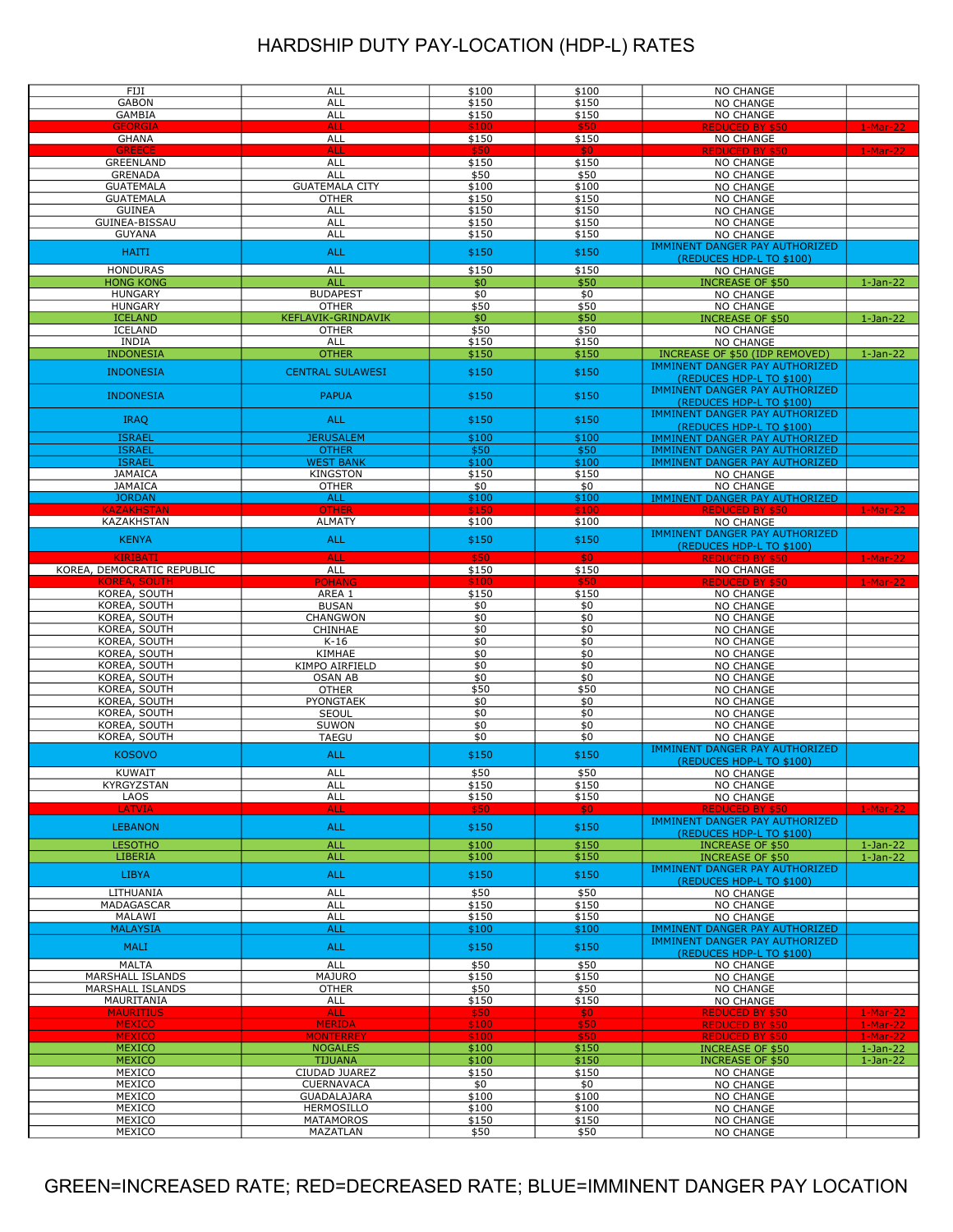# HARDSHIP DUTY PAY-LOCATION (HDP-L) RATES

| | | | | | |
|---|---|---|---|---|---|
| FIJI | ALL | $100 | $100 | NO CHANGE | |
| GABON | ALL | $150 | $150 | NO CHANGE | |
| GAMBIA | ALL | $150 | $150 | NO CHANGE | |
| GEORGIA | ALL | $100 | $50 | REDUCED BY $50 | 1-Mar-22 |
| GHANA | ALL | $150 | $150 | NO CHANGE | |
| GREECE | ALL | $50 | $0 | REDUCED BY $50 | 1-Mar-22 |
| GREENLAND | ALL | $150 | $150 | NO CHANGE | |
| GRENADA | ALL | $50 | $50 | NO CHANGE | |
| GUATEMALA | GUATEMALA CITY | $100 | $100 | NO CHANGE | |
| GUATEMALA | OTHER | $150 | $150 | NO CHANGE | |
| GUINEA | ALL | $150 | $150 | NO CHANGE | |
| GUINEA-BISSAU | ALL | $150 | $150 | NO CHANGE | |
| GUYANA | ALL | $150 | $150 | NO CHANGE | |
| HAITI | ALL | $150 | $150 | IMMINENT DANGER PAY AUTHORIZED (REDUCES HDP-L TO $100) | |
| HONDURAS | ALL | $150 | $150 | NO CHANGE | |
| HONG KONG | ALL | $0 | $50 | INCREASE OF $50 | 1-Jan-22 |
| HUNGARY | BUDAPEST | $0 | $0 | NO CHANGE | |
| HUNGARY | OTHER | $50 | $50 | NO CHANGE | |
| ICELAND | KEFLAVIK-GRINDAVIK | $0 | $50 | INCREASE OF $50 | 1-Jan-22 |
| ICELAND | OTHER | $50 | $50 | NO CHANGE | |
| INDIA | ALL | $150 | $150 | NO CHANGE | |
| INDONESIA | OTHER | $150 | $150 | INCREASE OF $50 (IDP REMOVED) | 1-Jan-22 |
| INDONESIA | CENTRAL SULAWESI | $150 | $150 | IMMINENT DANGER PAY AUTHORIZED (REDUCES HDP-L TO $100) | |
| INDONESIA | PAPUA | $150 | $150 | IMMINENT DANGER PAY AUTHORIZED (REDUCES HDP-L TO $100) | |
| IRAQ | ALL | $150 | $150 | IMMINENT DANGER PAY AUTHORIZED (REDUCES HDP-L TO $100) | |
| ISRAEL | JERUSALEM | $100 | $100 | IMMINENT DANGER PAY AUTHORIZED | |
| ISRAEL | OTHER | $50 | $50 | IMMINENT DANGER PAY AUTHORIZED | |
| ISRAEL | WEST BANK | $100 | $100 | IMMINENT DANGER PAY AUTHORIZED | |
| JAMAICA | KINGSTON | $150 | $150 | NO CHANGE | |
| JAMAICA | OTHER | $0 | $0 | NO CHANGE | |
| JORDAN | ALL | $100 | $100 | IMMINENT DANGER PAY AUTHORIZED | |
| KAZAKHSTAN | OTHER | $150 | $100 | REDUCED BY $50 | 1-Mar-22 |
| KAZAKHSTAN | ALMATY | $100 | $100 | NO CHANGE | |
| KENYA | ALL | $150 | $150 | IMMINENT DANGER PAY AUTHORIZED (REDUCES HDP-L TO $100) | |
| KIRIBATI | ALL | $50 | $0 | REDUCED BY $50 | 1-Mar-22 |
| KOREA, DEMOCRATIC REPUBLIC | ALL | $150 | $150 | NO CHANGE | |
| KOREA, SOUTH | POHANG | $100 | $50 | REDUCED BY $50 | 1-Mar-22 |
| KOREA, SOUTH | AREA 1 | $150 | $150 | NO CHANGE | |
| KOREA, SOUTH | BUSAN | $0 | $0 | NO CHANGE | |
| KOREA, SOUTH | CHANGWON | $0 | $0 | NO CHANGE | |
| KOREA, SOUTH | CHINHAE | $0 | $0 | NO CHANGE | |
| KOREA, SOUTH | K-16 | $0 | $0 | NO CHANGE | |
| KOREA, SOUTH | KIMHAE | $0 | $0 | NO CHANGE | |
| KOREA, SOUTH | KIMPO AIRFIELD | $0 | $0 | NO CHANGE | |
| KOREA, SOUTH | OSAN AB | $0 | $0 | NO CHANGE | |
| KOREA, SOUTH | OTHER | $50 | $50 | NO CHANGE | |
| KOREA, SOUTH | PYONGTAEK | $0 | $0 | NO CHANGE | |
| KOREA, SOUTH | SEOUL | $0 | $0 | NO CHANGE | |
| KOREA, SOUTH | SUWON | $0 | $0 | NO CHANGE | |
| KOREA, SOUTH | TAEGU | $0 | $0 | NO CHANGE | |
| KOSOVO | ALL | $150 | $150 | IMMINENT DANGER PAY AUTHORIZED (REDUCES HDP-L TO $100) | |
| KUWAIT | ALL | $50 | $50 | NO CHANGE | |
| KYRGYZSTAN | ALL | $150 | $150 | NO CHANGE | |
| LAOS | ALL | $150 | $150 | NO CHANGE | |
| LATVIA | ALL | $50 | $0 | REDUCED BY $50 | 1-Mar-22 |
| LEBANON | ALL | $150 | $150 | IMMINENT DANGER PAY AUTHORIZED (REDUCES HDP-L TO $100) | |
| LESOTHO | ALL | $100 | $150 | INCREASE OF $50 | 1-Jan-22 |
| LIBERIA | ALL | $100 | $150 | INCREASE OF $50 | 1-Jan-22 |
| LIBYA | ALL | $150 | $150 | IMMINENT DANGER PAY AUTHORIZED (REDUCES HDP-L TO $100) | |
| LITHUANIA | ALL | $50 | $50 | NO CHANGE | |
| MADAGASCAR | ALL | $150 | $150 | NO CHANGE | |
| MALAWI | ALL | $150 | $150 | NO CHANGE | |
| MALAYSIA | ALL | $100 | $100 | IMMINENT DANGER PAY AUTHORIZED | |
| MALI | ALL | $150 | $150 | IMMINENT DANGER PAY AUTHORIZED (REDUCES HDP-L TO $100) | |
| MALTA | ALL | $50 | $50 | NO CHANGE | |
| MARSHALL ISLANDS | MAJURO | $150 | $150 | NO CHANGE | |
| MARSHALL ISLANDS | OTHER | $50 | $50 | NO CHANGE | |
| MAURITANIA | ALL | $150 | $150 | NO CHANGE | |
| MAURITIUS | ALL | $50 | $0 | REDUCED BY $50 | 1-Mar-22 |
| MEXICO | MERIDA | $100 | $50 | REDUCED BY $50 | 1-Mar-22 |
| MEXICO | MONTERREY | $100 | $50 | REDUCED BY $50 | 1-Mar-22 |
| MEXICO | NOGALES | $100 | $150 | INCREASE OF $50 | 1-Jan-22 |
| MEXICO | TIJUANA | $100 | $150 | INCREASE OF $50 | 1-Jan-22 |
| MEXICO | CIUDAD JUAREZ | $150 | $150 | NO CHANGE | |
| MEXICO | CUERNAVACA | $0 | $0 | NO CHANGE | |
| MEXICO | GUADALAJARA | $100 | $100 | NO CHANGE | |
| MEXICO | HERMOSILLO | $100 | $100 | NO CHANGE | |
| MEXICO | MATAMOROS | $150 | $150 | NO CHANGE | |
| MEXICO | MAZATLAN | $50 | $50 | NO CHANGE | |

GREEN=INCREASED RATE; RED=DECREASED RATE; BLUE=IMMINENT DANGER PAY LOCATION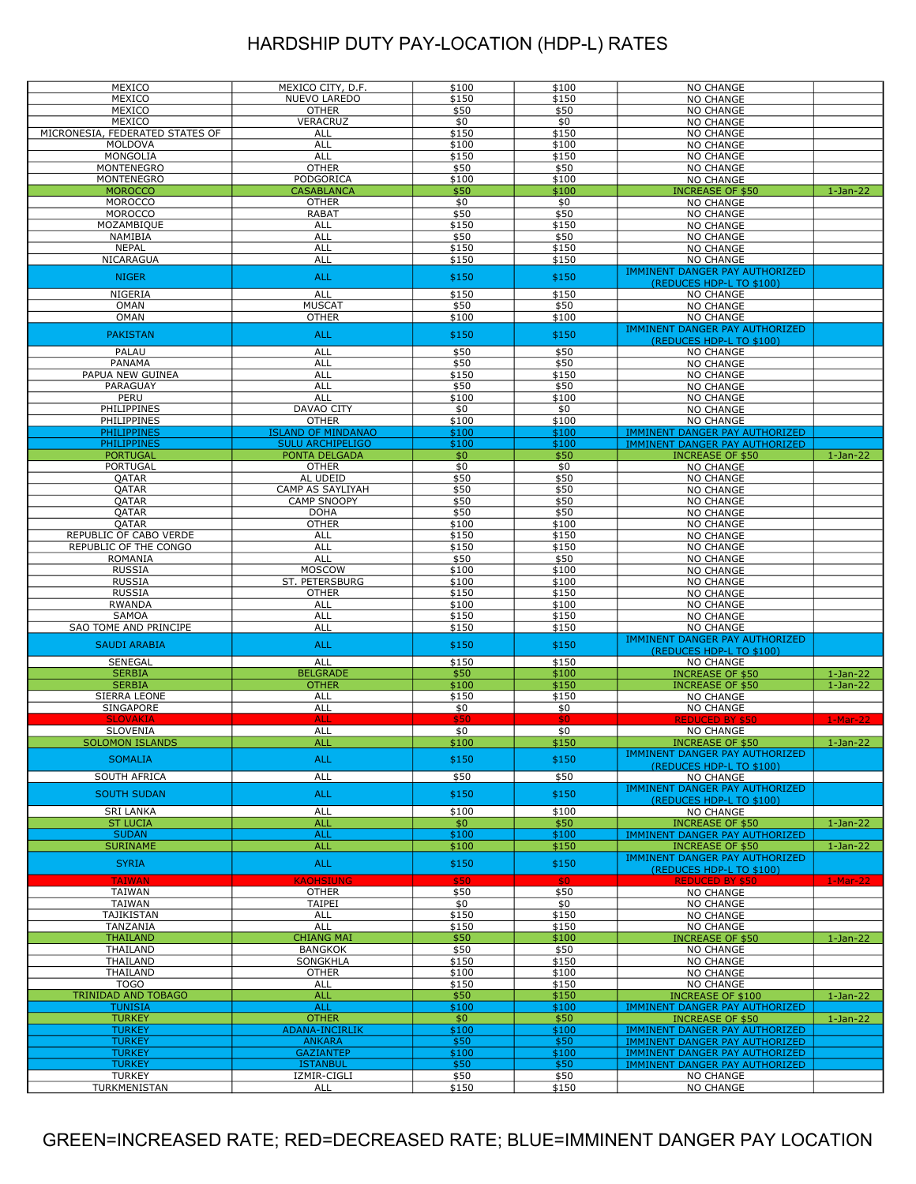# HARDSHIP DUTY PAY-LOCATION (HDP-L) RATES

| | | | | | |
|---|---|---|---|---|---|
| MEXICO | MEXICO CITY, D.F. | $100 | $100 | NO CHANGE | |
| MEXICO | NUEVO LAREDO | $150 | $150 | NO CHANGE | |
| MEXICO | OTHER | $50 | $50 | NO CHANGE | |
| MEXICO | VERACRUZ | $0 | $0 | NO CHANGE | |
| MICRONESIA, FEDERATED STATES OF | ALL | $150 | $150 | NO CHANGE | |
| MOLDOVA | ALL | $100 | $100 | NO CHANGE | |
| MONGOLIA | ALL | $150 | $150 | NO CHANGE | |
| MONTENEGRO | OTHER | $50 | $50 | NO CHANGE | |
| MONTENEGRO | PODGORICA | $100 | $100 | NO CHANGE | |
| MOROCCO | CASABLANCA | $50 | $100 | INCREASE OF $50 | 1-Jan-22 |
| MOROCCO | OTHER | $0 | $0 | NO CHANGE | |
| MOROCCO | RABAT | $50 | $50 | NO CHANGE | |
| MOZAMBIQUE | ALL | $150 | $150 | NO CHANGE | |
| NAMIBIA | ALL | $50 | $50 | NO CHANGE | |
| NEPAL | ALL | $150 | $150 | NO CHANGE | |
| NICARAGUA | ALL | $150 | $150 | NO CHANGE | |
| NIGER | ALL | $150 | $150 | IMMINENT DANGER PAY AUTHORIZED (REDUCES HDP-L TO $100) | |
| NIGERIA | ALL | $150 | $150 | NO CHANGE | |
| OMAN | MUSCAT | $50 | $50 | NO CHANGE | |
| OMAN | OTHER | $100 | $100 | NO CHANGE | |
| PAKISTAN | ALL | $150 | $150 | IMMINENT DANGER PAY AUTHORIZED (REDUCES HDP-L TO $100) | |
| PALAU | ALL | $50 | $50 | NO CHANGE | |
| PANAMA | ALL | $50 | $50 | NO CHANGE | |
| PAPUA NEW GUINEA | ALL | $150 | $150 | NO CHANGE | |
| PARAGUAY | ALL | $50 | $50 | NO CHANGE | |
| PERU | ALL | $100 | $100 | NO CHANGE | |
| PHILIPPINES | DAVAO CITY | $0 | $0 | NO CHANGE | |
| PHILIPPINES | OTHER | $100 | $100 | NO CHANGE | |
| PHILIPPINES | ISLAND OF MINDANAO | $100 | $100 | IMMINENT DANGER PAY AUTHORIZED | |
| PHILIPPINES | SULU ARCHIPELIGO | $100 | $100 | IMMINENT DANGER PAY AUTHORIZED | |
| PORTUGAL | PONTA DELGADA | $0 | $50 | INCREASE OF $50 | 1-Jan-22 |
| PORTUGAL | OTHER | $0 | $0 | NO CHANGE | |
| QATAR | AL UDEID | $50 | $50 | NO CHANGE | |
| QATAR | CAMP AS SAYLIYAH | $50 | $50 | NO CHANGE | |
| QATAR | CAMP SNOOPY | $50 | $50 | NO CHANGE | |
| QATAR | DOHA | $50 | $50 | NO CHANGE | |
| QATAR | OTHER | $100 | $100 | NO CHANGE | |
| REPUBLIC OF CABO VERDE | ALL | $150 | $150 | NO CHANGE | |
| REPUBLIC OF THE CONGO | ALL | $150 | $150 | NO CHANGE | |
| ROMANIA | ALL | $50 | $50 | NO CHANGE | |
| RUSSIA | MOSCOW | $100 | $100 | NO CHANGE | |
| RUSSIA | ST. PETERSBURG | $100 | $100 | NO CHANGE | |
| RUSSIA | OTHER | $150 | $150 | NO CHANGE | |
| RWANDA | ALL | $100 | $100 | NO CHANGE | |
| SAMOA | ALL | $150 | $150 | NO CHANGE | |
| SAO TOME AND PRINCIPE | ALL | $150 | $150 | NO CHANGE | |
| SAUDI ARABIA | ALL | $150 | $150 | IMMINENT DANGER PAY AUTHORIZED (REDUCES HDP-L TO $100) | |
| SENEGAL | ALL | $150 | $150 | NO CHANGE | |
| SERBIA | BELGRADE | $50 | $100 | INCREASE OF $50 | 1-Jan-22 |
| SERBIA | OTHER | $100 | $150 | INCREASE OF $50 | 1-Jan-22 |
| SIERRA LEONE | ALL | $150 | $150 | NO CHANGE | |
| SINGAPORE | ALL | $0 | $0 | NO CHANGE | |
| SLOVAKIA | ALL | $50 | $0 | REDUCED BY $50 | 1-Mar-22 |
| SLOVENIA | ALL | $0 | $0 | NO CHANGE | |
| SOLOMON ISLANDS | ALL | $100 | $150 | INCREASE OF $50 | 1-Jan-22 |
| SOMALIA | ALL | $150 | $150 | IMMINENT DANGER PAY AUTHORIZED (REDUCES HDP-L TO $100) | |
| SOUTH AFRICA | ALL | $50 | $50 | NO CHANGE | |
| SOUTH SUDAN | ALL | $150 | $150 | IMMINENT DANGER PAY AUTHORIZED (REDUCES HDP-L TO $100) | |
| SRI LANKA | ALL | $100 | $100 | NO CHANGE | |
| ST LUCIA | ALL | $0 | $50 | INCREASE OF $50 | 1-Jan-22 |
| SUDAN | ALL | $100 | $100 | IMMINENT DANGER PAY AUTHORIZED | |
| SURINAME | ALL | $100 | $150 | INCREASE OF $50 | 1-Jan-22 |
| SYRIA | ALL | $150 | $150 | IMMINENT DANGER PAY AUTHORIZED (REDUCES HDP-L TO $100) | |
| TAIWAN | KAOHSIUNG | $50 | $0 | REDUCED BY $50 | 1-Mar-22 |
| TAIWAN | OTHER | $50 | $50 | NO CHANGE | |
| TAIWAN | TAIPEI | $0 | $0 | NO CHANGE | |
| TAJIKISTAN | ALL | $150 | $150 | NO CHANGE | |
| TANZANIA | ALL | $150 | $150 | NO CHANGE | |
| THAILAND | CHIANG MAI | $50 | $100 | INCREASE OF $50 | 1-Jan-22 |
| THAILAND | BANGKOK | $50 | $50 | NO CHANGE | |
| THAILAND | SONGKHLA | $150 | $150 | NO CHANGE | |
| THAILAND | OTHER | $100 | $100 | NO CHANGE | |
| TOGO | ALL | $150 | $150 | NO CHANGE | |
| TRINIDAD AND TOBAGO | ALL | $50 | $150 | INCREASE OF $100 | 1-Jan-22 |
| TUNISIA | ALL | $100 | $100 | IMMINENT DANGER PAY AUTHORIZED | |
| TURKEY | OTHER | $0 | $50 | INCREASE OF $50 | 1-Jan-22 |
| TURKEY | ADANA-INCIRLIK | $100 | $100 | IMMINENT DANGER PAY AUTHORIZED | |
| TURKEY | ANKARA | $50 | $50 | IMMINENT DANGER PAY AUTHORIZED | |
| TURKEY | GAZIANTEP | $100 | $100 | IMMINENT DANGER PAY AUTHORIZED | |
| TURKEY | ISTANBUL | $50 | $50 | IMMINENT DANGER PAY AUTHORIZED | |
| TURKEY | IZMIR-CIGLI | $50 | $50 | NO CHANGE | |
| TURKMENISTAN | ALL | $150 | $150 | NO CHANGE | |

GREEN=INCREASED RATE; RED=DECREASED RATE; BLUE=IMMINENT DANGER PAY LOCATION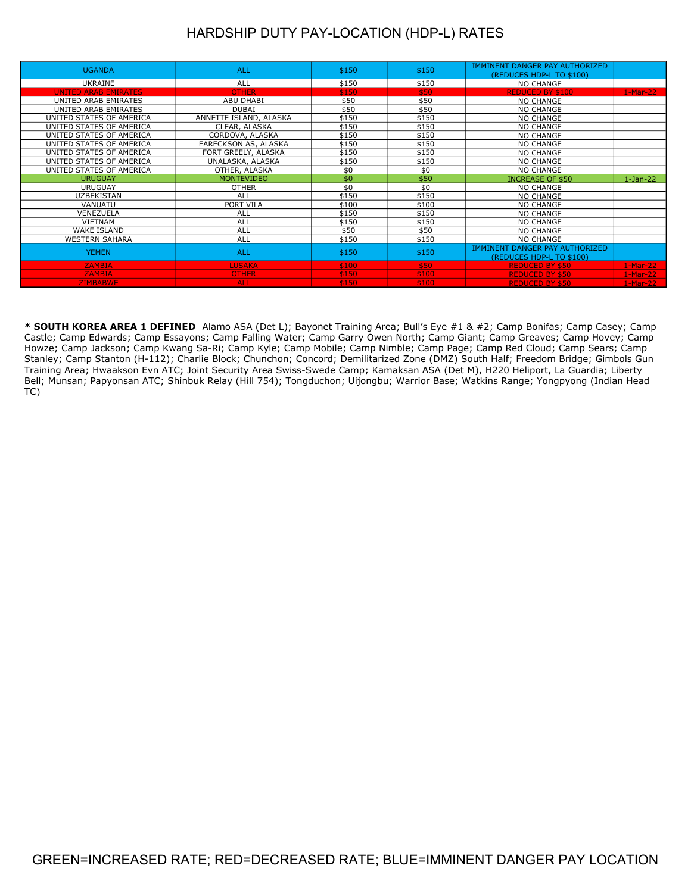# HARDSHIP DUTY PAY-LOCATION (HDP-L) RATES

| | | | | | |
|---|---|---|---|---|---|
| UGANDA | ALL | $150 | $150 | IMMINENT DANGER PAY AUTHORIZED (REDUCES HDP-L TO $100) | |
| UKRAINE | ALL | $150 | $150 | NO CHANGE | |
| UNITED ARAB EMIRATES | OTHER | $150 | $50 | REDUCED BY $100 | 1-Mar-22 |
| UNITED ARAB EMIRATES | ABU DHABI | $50 | $50 | NO CHANGE | |
| UNITED ARAB EMIRATES | DUBAI | $50 | $50 | NO CHANGE | |
| UNITED STATES OF AMERICA | ANNETTE ISLAND, ALASKA | $150 | $150 | NO CHANGE | |
| UNITED STATES OF AMERICA | CLEAR, ALASKA | $150 | $150 | NO CHANGE | |
| UNITED STATES OF AMERICA | CORDOVA, ALASKA | $150 | $150 | NO CHANGE | |
| UNITED STATES OF AMERICA | EARECKSON AS, ALASKA | $150 | $150 | NO CHANGE | |
| UNITED STATES OF AMERICA | FORT GREELY, ALASKA | $150 | $150 | NO CHANGE | |
| UNITED STATES OF AMERICA | UNALASKA, ALASKA | $150 | $150 | NO CHANGE | |
| UNITED STATES OF AMERICA | OTHER, ALASKA | $0 | $0 | NO CHANGE | |
| URUGUAY | MONTEVIDEO | $0 | $50 | INCREASE OF $50 | 1-Jan-22 |
| URUGUAY | OTHER | $0 | $0 | NO CHANGE | |
| UZBEKISTAN | ALL | $150 | $150 | NO CHANGE | |
| VANUATU | PORT VILA | $100 | $100 | NO CHANGE | |
| VENEZUELA | ALL | $150 | $150 | NO CHANGE | |
| VIETNAM | ALL | $150 | $150 | NO CHANGE | |
| WAKE ISLAND | ALL | $50 | $50 | NO CHANGE | |
| WESTERN SAHARA | ALL | $150 | $150 | NO CHANGE | |
| YEMEN | ALL | $150 | $150 | IMMINENT DANGER PAY AUTHORIZED (REDUCES HDP-L TO $100) | |
| ZAMBIA | LUSAKA | $100 | $50 | REDUCED BY $50 | 1-Mar-22 |
| ZAMBIA | OTHER | $150 | $100 | REDUCED BY $50 | 1-Mar-22 |
| ZIMBABWE | ALL | $150 | $100 | REDUCED BY $50 | 1-Mar-22 |

**\* SOUTH KOREA AREA 1 DEFINED** Alamo ASA (Det L); Bayonet Training Area; Bull's Eye #1 & #2; Camp Bonifas; Camp Casey; Camp Castle; Camp Edwards; Camp Essayons; Camp Falling Water; Camp Garry Owen North; Camp Giant; Camp Greaves; Camp Hovey; Camp Howze; Camp Jackson; Camp Kwang Sa-Ri; Camp Kyle; Camp Mobile; Camp Nimble; Camp Page; Camp Red Cloud; Camp Sears; Camp Stanley; Camp Stanton (H-112); Charlie Block; Chunchon; Concord; Demilitarized Zone (DMZ) South Half; Freedom Bridge; Gimbols Gun Training Area; Hwaakson Evn ATC; Joint Security Area Swiss-Swede Camp; Kamaksan ASA (Det M), H220 Heliport, La Guardia; Liberty Bell; Munsan; Papyonsan ATC; Shinbuk Relay (Hill 754); Tongduchon; Uijongbu; Warrior Base; Watkins Range; Yongpyong (Indian Head TC)

GREEN=INCREASED RATE; RED=DECREASED RATE; BLUE=IMMINENT DANGER PAY LOCATION